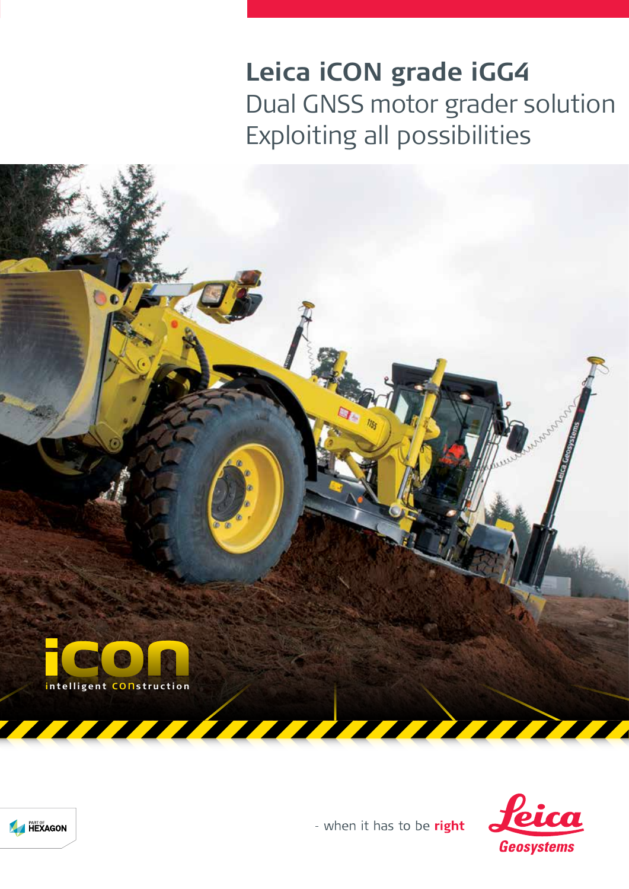# Leica iCON grade iGG4

## Dual GNSS motor grader solution
## Exploiting all possibilities

icon
intelligent CONstruction

PART OF HEXAGON

- when it has to be **right**

Leica Geosystems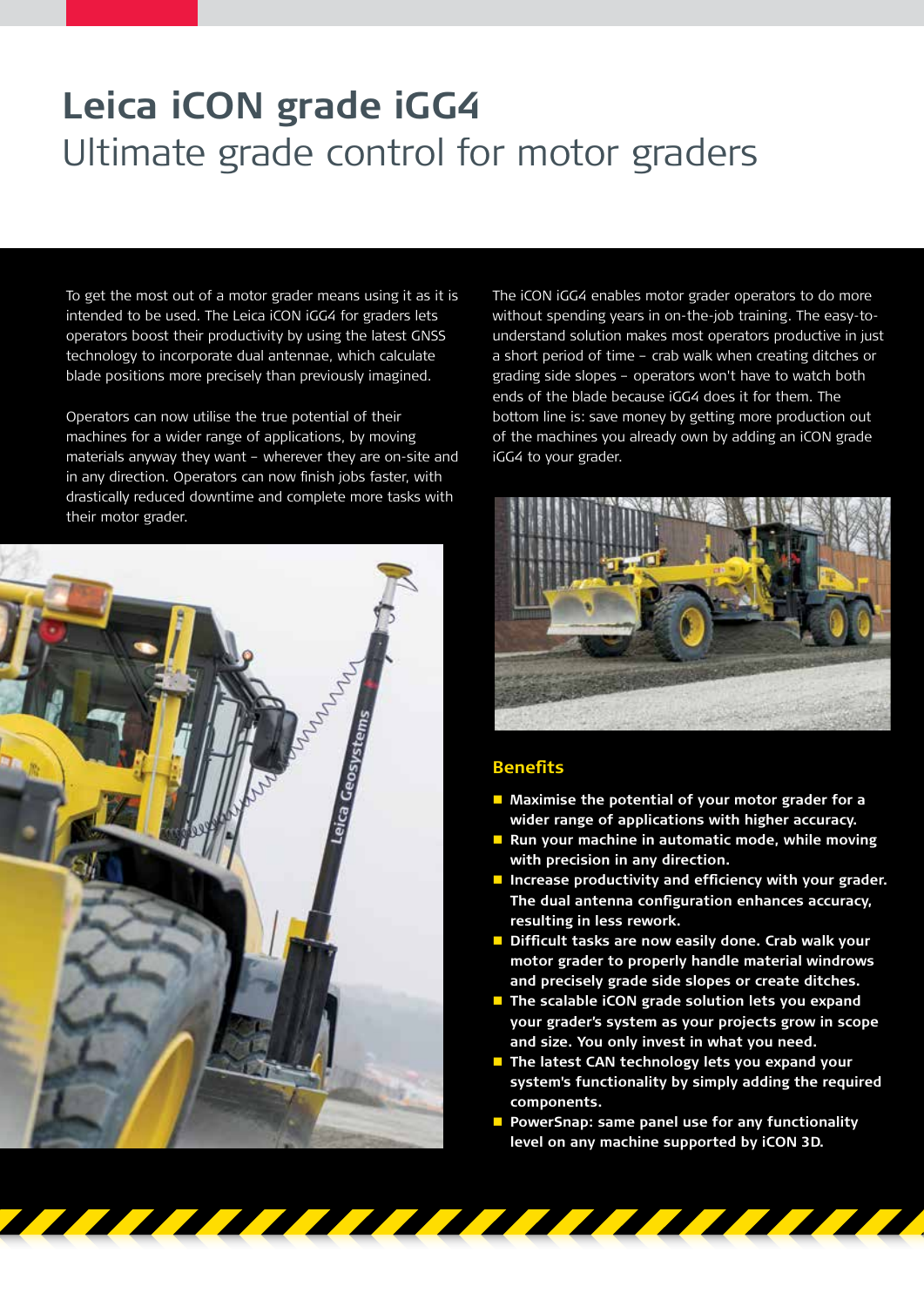# Leica iCON grade iGG4

## Ultimate grade control for motor graders

To get the most out of a motor grader means using it as it is intended to be used. The Leica iCON iGG4 for graders lets operators boost their productivity by using the latest GNSS technology to incorporate dual antennae, which calculate blade positions more precisely than previously imagined.

Operators can now utilise the true potential of their machines for a wider range of applications, by moving materials anyway they want – wherever they are on-site and in any direction. Operators can now finish jobs faster, with drastically reduced downtime and complete more tasks with their motor grader.

The iCON iGG4 enables motor grader operators to do more without spending years in on-the-job training. The easy-to-understand solution makes most operators productive in just a short period of time – crab walk when creating ditches or grading side slopes – operators won't have to watch both ends of the blade because iGG4 does it for them. The bottom line is: save money by getting more production out of the machines you already own by adding an iCON grade iGG4 to your grader.

### Benefits

- **Maximise the potential of your motor grader for a wider range of applications with higher accuracy.**
- **Run your machine in automatic mode, while moving with precision in any direction.**
- **Increase productivity and efficiency with your grader. The dual antenna configuration enhances accuracy, resulting in less rework.**
- **Difficult tasks are now easily done. Crab walk your motor grader to properly handle material windrows and precisely grade side slopes or create ditches.**
- **The scalable iCON grade solution lets you expand your grader's system as your projects grow in scope and size. You only invest in what you need.**
- **The latest CAN technology lets you expand your system's functionality by simply adding the required components.**
- **PowerSnap: same panel use for any functionality level on any machine supported by iCON 3D.**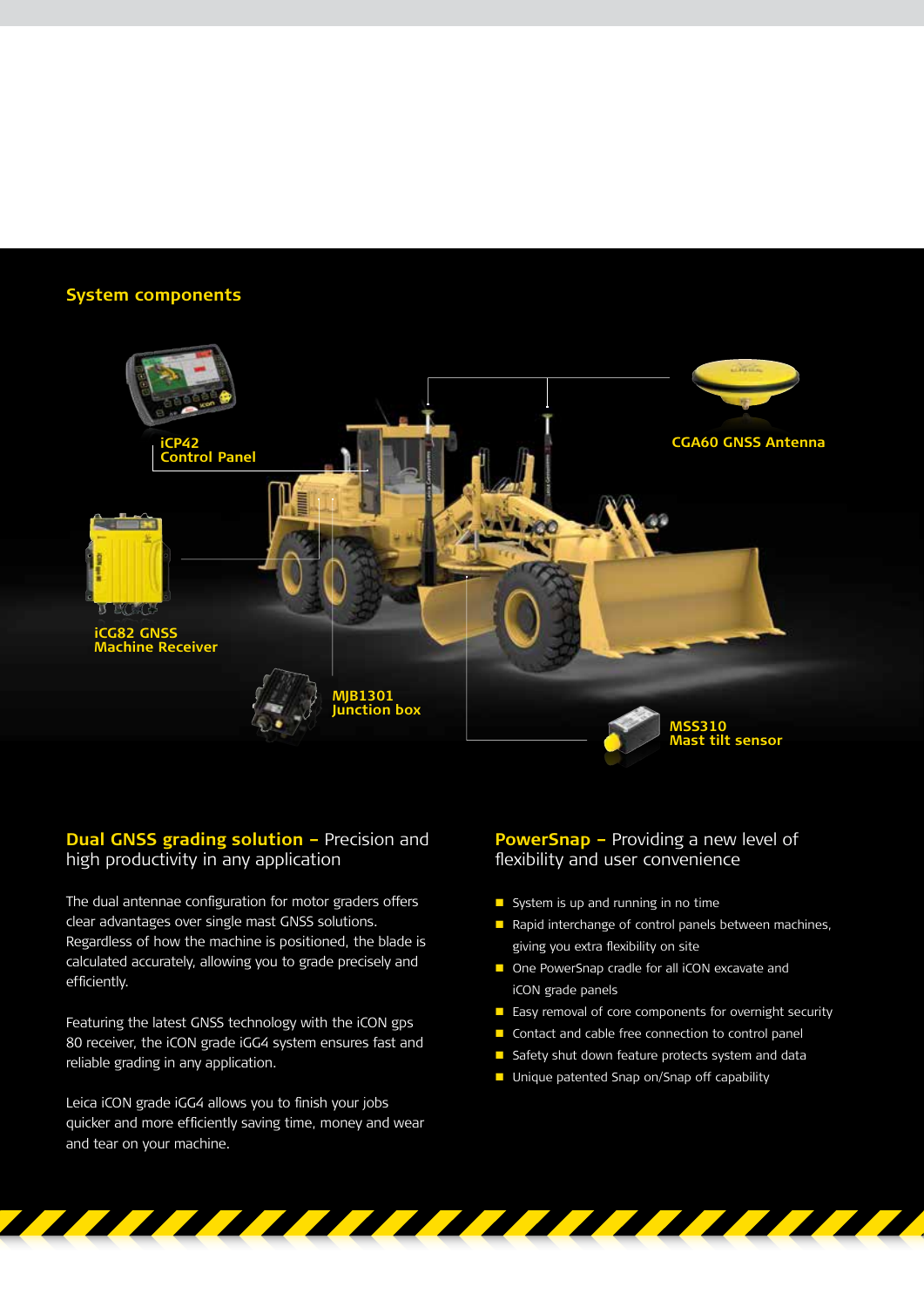## System components

iCP42
Control Panel

CGA60 GNSS Antenna

iCG82 GNSS
Machine Receiver

MJB1301
Junction box

MSS310
Mast tilt sensor

### Dual GNSS grading solution – Precision and high productivity in any application

The dual antennae configuration for motor graders offers clear advantages over single mast GNSS solutions. Regardless of how the machine is positioned, the blade is calculated accurately, allowing you to grade precisely and efficiently.

Featuring the latest GNSS technology with the iCON gps 80 receiver, the iCON grade iGG4 system ensures fast and reliable grading in any application.

Leica iCON grade iGG4 allows you to finish your jobs quicker and more efficiently saving time, money and wear and tear on your machine.

### PowerSnap – Providing a new level of flexibility and user convenience

- System is up and running in no time
- Rapid interchange of control panels between machines, giving you extra flexibility on site
- One PowerSnap cradle for all iCON excavate and iCON grade panels
- Easy removal of core components for overnight security
- Contact and cable free connection to control panel
- Safety shut down feature protects system and data
- Unique patented Snap on/Snap off capability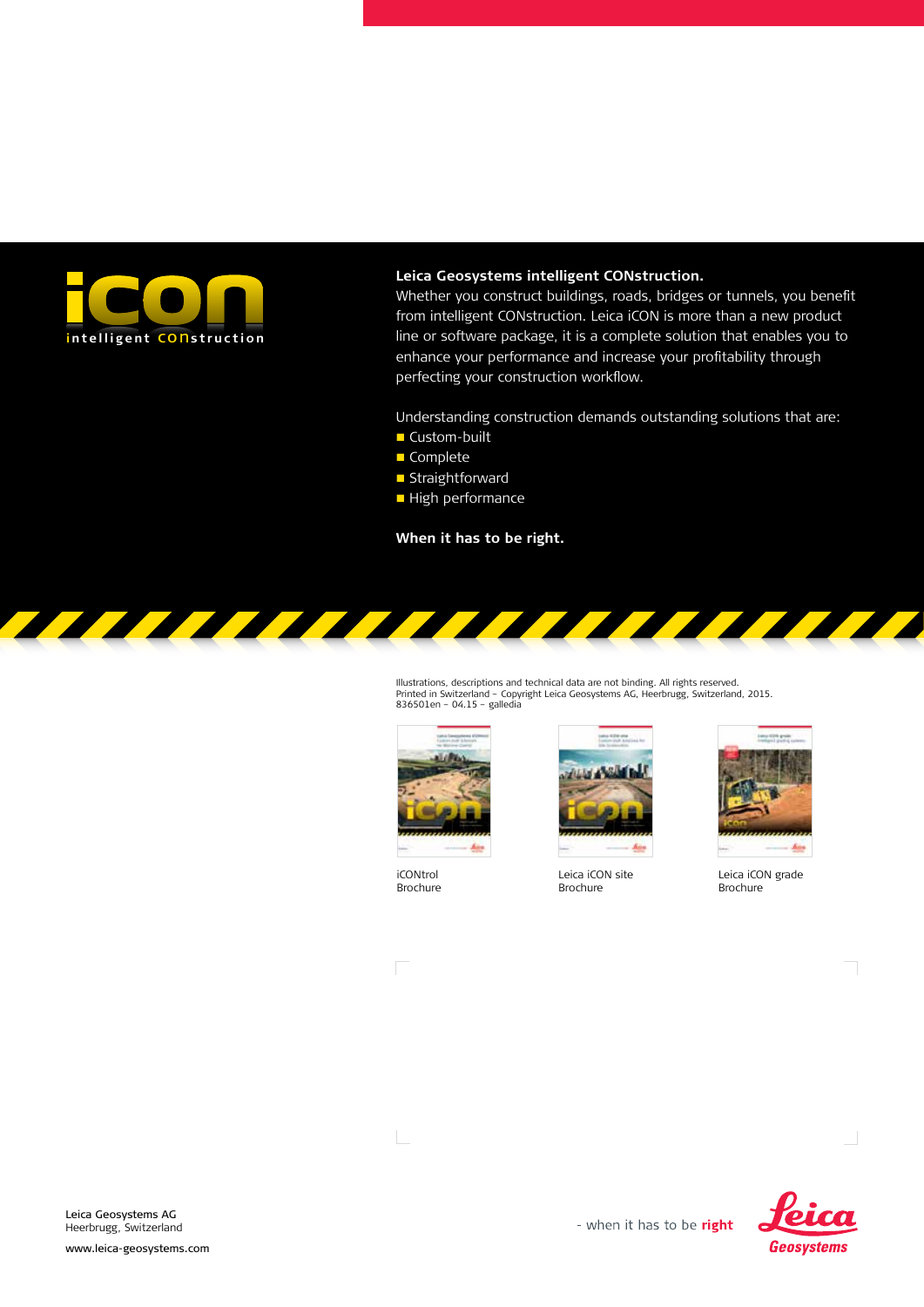icon

intelligent CONstruction

**Leica Geosystems intelligent CONstruction.**
Whether you construct buildings, roads, bridges or tunnels, you benefit from intelligent CONstruction. Leica iCON is more than a new product line or software package, it is a complete solution that enables you to enhance your performance and increase your profitability through perfecting your construction workflow.

Understanding construction demands outstanding solutions that are:

- Custom-built
- Complete
- Straightforward
- High performance

**When it has to be right.**

Illustrations, descriptions and technical data are not binding. All rights reserved.
Printed in Switzerland – Copyright Leica Geosystems AG, Heerbrugg, Switzerland, 2015.
836501en – 04.15 – galledia

iCONtrol
Brochure

Leica iCON site
Brochure

Leica iCON grade
Brochure

Leica Geosystems AG
Heerbrugg, Switzerland

www.leica-geosystems.com

- when it has to be **right**

Leica Geosystems